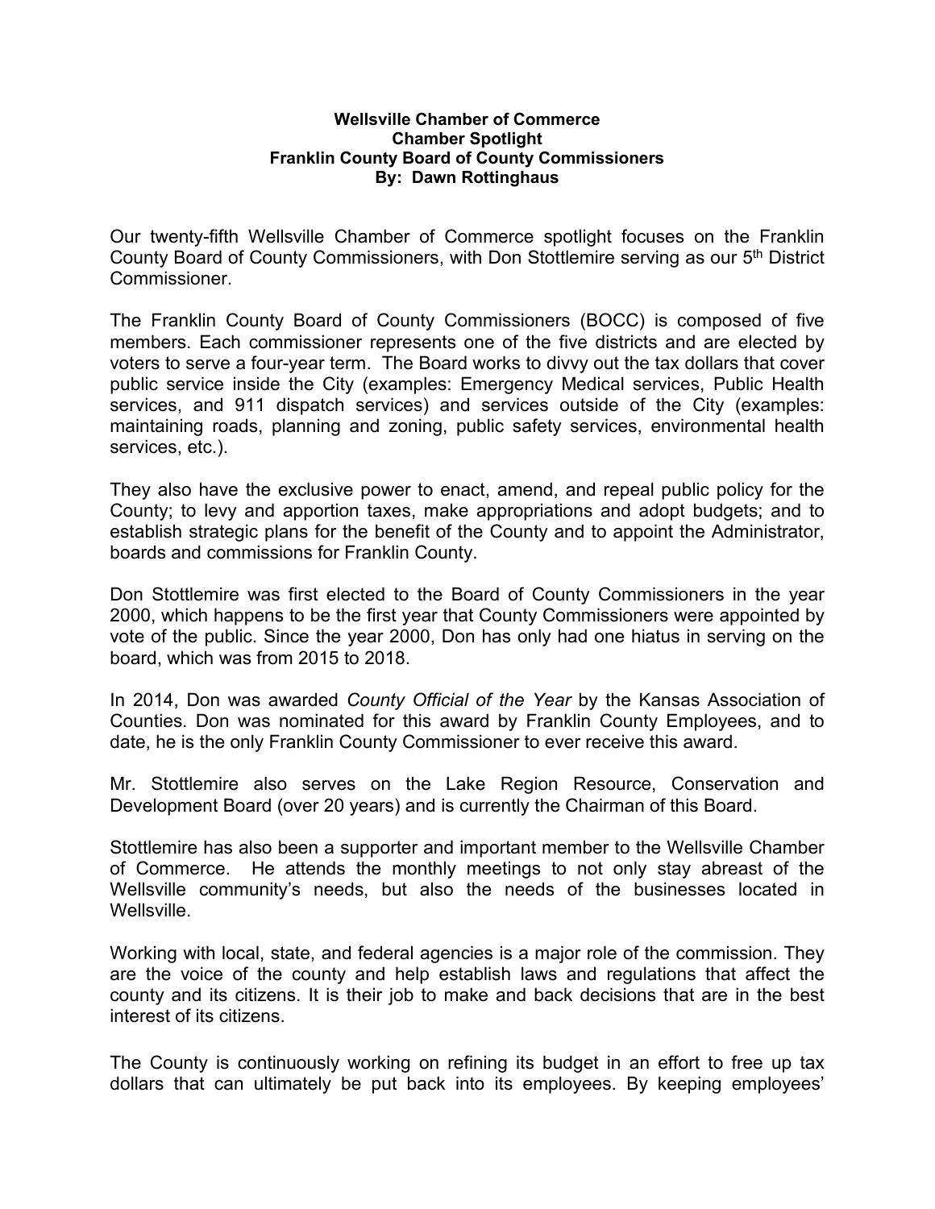**Wellsville Chamber of Commerce**
**Chamber Spotlight**
**Franklin County Board of County Commissioners**
**By: Dawn Rottinghaus**

Our twenty-fifth Wellsville Chamber of Commerce spotlight focuses on the Franklin County Board of County Commissioners, with Don Stottlemire serving as our 5th District Commissioner.

The Franklin County Board of County Commissioners (BOCC) is composed of five members. Each commissioner represents one of the five districts and are elected by voters to serve a four-year term. The Board works to divvy out the tax dollars that cover public service inside the City (examples: Emergency Medical services, Public Health services, and 911 dispatch services) and services outside of the City (examples: maintaining roads, planning and zoning, public safety services, environmental health services, etc.).

They also have the exclusive power to enact, amend, and repeal public policy for the County; to levy and apportion taxes, make appropriations and adopt budgets; and to establish strategic plans for the benefit of the County and to appoint the Administrator, boards and commissions for Franklin County.

Don Stottlemire was first elected to the Board of County Commissioners in the year 2000, which happens to be the first year that County Commissioners were appointed by vote of the public. Since the year 2000, Don has only had one hiatus in serving on the board, which was from 2015 to 2018.

In 2014, Don was awarded *County Official of the Year* by the Kansas Association of Counties. Don was nominated for this award by Franklin County Employees, and to date, he is the only Franklin County Commissioner to ever receive this award.

Mr. Stottlemire also serves on the Lake Region Resource, Conservation and Development Board (over 20 years) and is currently the Chairman of this Board.

Stottlemire has also been a supporter and important member to the Wellsville Chamber of Commerce. He attends the monthly meetings to not only stay abreast of the Wellsville community's needs, but also the needs of the businesses located in Wellsville.

Working with local, state, and federal agencies is a major role of the commission. They are the voice of the county and help establish laws and regulations that affect the county and its citizens. It is their job to make and back decisions that are in the best interest of its citizens.

The County is continuously working on refining its budget in an effort to free up tax dollars that can ultimately be put back into its employees. By keeping employees'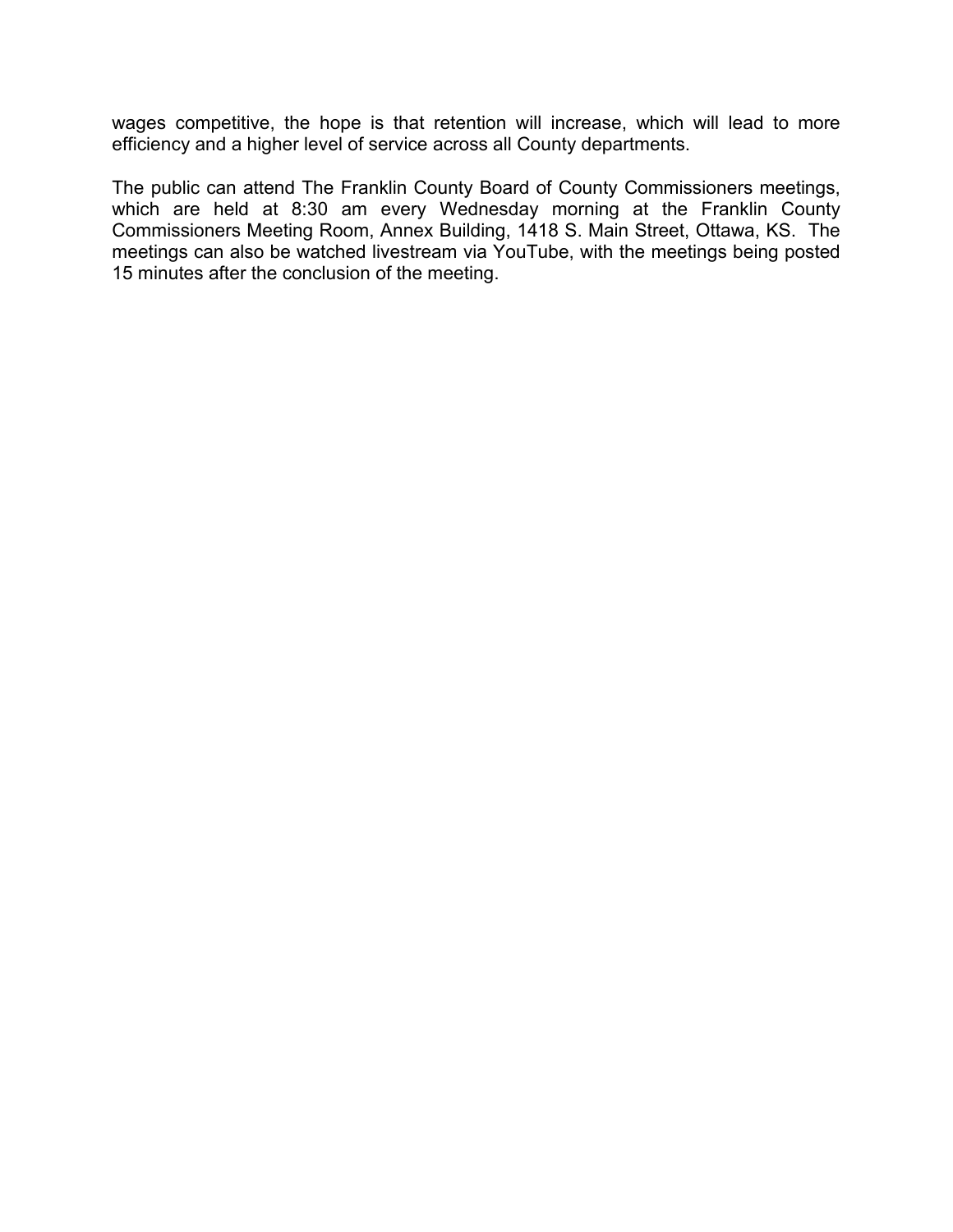wages competitive, the hope is that retention will increase, which will lead to more efficiency and a higher level of service across all County departments.

The public can attend The Franklin County Board of County Commissioners meetings, which are held at 8:30 am every Wednesday morning at the Franklin County Commissioners Meeting Room, Annex Building, 1418 S. Main Street, Ottawa, KS. The meetings can also be watched livestream via YouTube, with the meetings being posted 15 minutes after the conclusion of the meeting.